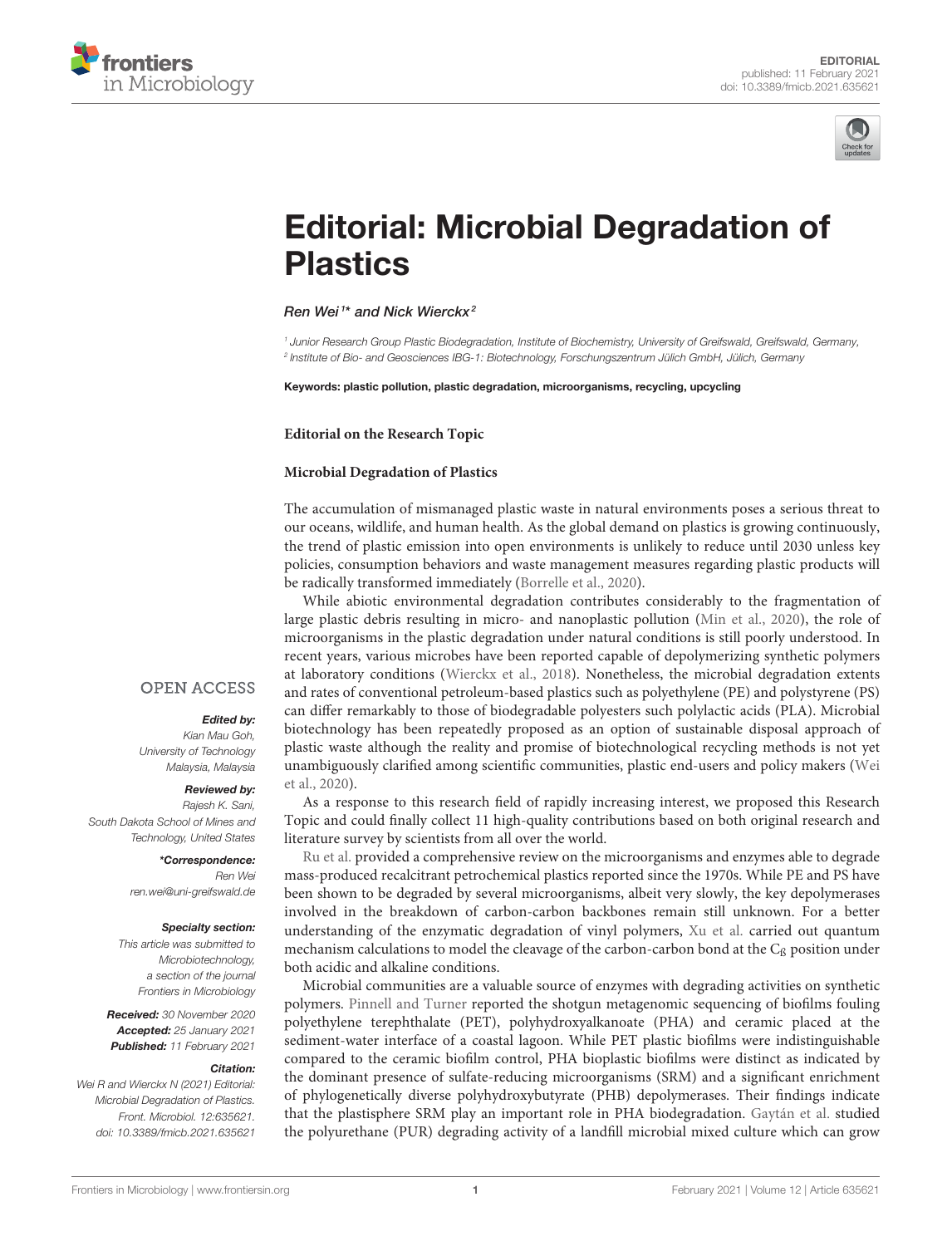EDITORIAL
published: 11 February 2021
doi: 10.3389/fmicb.2021.635621

# Editorial: Microbial Degradation of Plastics

*Ren Wei[1]\* and Nick Wierckx[2]*

[1] *Junior Research Group Plastic Biodegradation, Institute of Biochemistry, University of Greifswald, Greifswald, Germany,*
[2] *Institute of Bio- and Geosciences IBG-1: Biotechnology, Forschungszentrum Jülich GmbH, Jülich, Germany*

**Keywords: plastic pollution, plastic degradation, microorganisms, recycling, upcycling**

**Editorial on the Research Topic**

**Microbial Degradation of Plastics**

OPEN ACCESS

***Edited by:***
*Kian Mau Goh,*
*University of Technology Malaysia, Malaysia*

***Reviewed by:***
*Rajesh K. Sani,*
*South Dakota School of Mines and Technology, United States*

***\*Correspondence:***
*Ren Wei*
*ren.wei@uni-greifswald.de*

***Specialty section:***
*This article was submitted to Microbiotechnology, a section of the journal Frontiers in Microbiology*

***Received:*** *30 November 2020*
***Accepted:*** *25 January 2021*
***Published:*** *11 February 2021*

***Citation:***
*Wei R and Wierckx N (2021) Editorial: Microbial Degradation of Plastics. Front. Microbiol. 12:635621. doi: 10.3389/fmicb.2021.635621*

The accumulation of mismanaged plastic waste in natural environments poses a serious threat to our oceans, wildlife, and human health. As the global demand on plastics is growing continuously, the trend of plastic emission into open environments is unlikely to reduce until 2030 unless key policies, consumption behaviors and waste management measures regarding plastic products will be radically transformed immediately (Borrelle et al., 2020).

While abiotic environmental degradation contributes considerably to the fragmentation of large plastic debris resulting in micro- and nanoplastic pollution (Min et al., 2020), the role of microorganisms in the plastic degradation under natural conditions is still poorly understood. In recent years, various microbes have been reported capable of depolymerizing synthetic polymers at laboratory conditions (Wierckx et al., 2018). Nonetheless, the microbial degradation extents and rates of conventional petroleum-based plastics such as polyethylene (PE) and polystyrene (PS) can differ remarkably to those of biodegradable polyesters such polylactic acids (PLA). Microbial biotechnology has been repeatedly proposed as an option of sustainable disposal approach of plastic waste although the reality and promise of biotechnological recycling methods is not yet unambiguously clarified among scientific communities, plastic end-users and policy makers (Wei et al., 2020).

As a response to this research field of rapidly increasing interest, we proposed this Research Topic and could finally collect 11 high-quality contributions based on both original research and literature survey by scientists from all over the world.

Ru et al. provided a comprehensive review on the microorganisms and enzymes able to degrade mass-produced recalcitrant petrochemical plastics reported since the 1970s. While PE and PS have been shown to be degraded by several microorganisms, albeit very slowly, the key depolymerases involved in the breakdown of carbon-carbon backbones remain still unknown. For a better understanding of the enzymatic degradation of vinyl polymers, Xu et al. carried out quantum mechanism calculations to model the cleavage of the carbon-carbon bond at the $C_ß$ position under both acidic and alkaline conditions.

Microbial communities are a valuable source of enzymes with degrading activities on synthetic polymers. Pinnell and Turner reported the shotgun metagenomic sequencing of biofilms fouling polyethylene terephthalate (PET), polyhydroxyalkanoate (PHA) and ceramic placed at the sediment-water interface of a coastal lagoon. While PET plastic biofilms were indistinguishable compared to the ceramic biofilm control, PHA bioplastic biofilms were distinct as indicated by the dominant presence of sulfate-reducing microorganisms (SRM) and a significant enrichment of phylogenetically diverse polyhydroxybutyrate (PHB) depolymerases. Their findings indicate that the plastisphere SRM play an important role in PHA biodegradation. Gaytán et al. studied the polyurethane (PUR) degrading activity of a landfill microbial mixed culture which can grow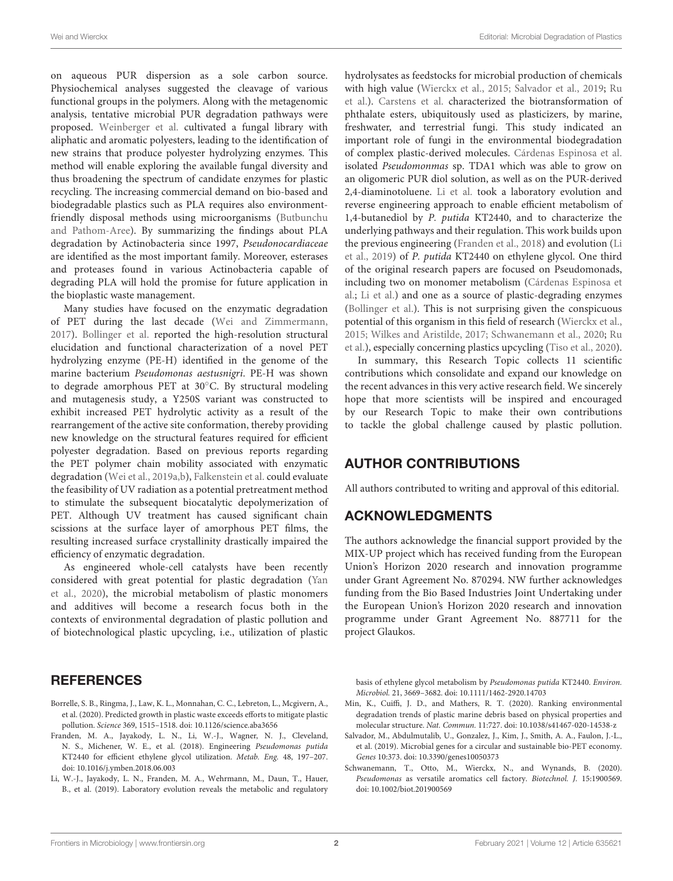on aqueous PUR dispersion as a sole carbon source. Physiochemical analyses suggested the cleavage of various functional groups in the polymers. Along with the metagenomic analysis, tentative microbial PUR degradation pathways were proposed. Weinberger et al. cultivated a fungal library with aliphatic and aromatic polyesters, leading to the identification of new strains that produce polyester hydrolyzing enzymes. This method will enable exploring the available fungal diversity and thus broadening the spectrum of candidate enzymes for plastic recycling. The increasing commercial demand on bio-based and biodegradable plastics such as PLA requires also environment-friendly disposal methods using microorganisms (Butbunchu and Pathom-Aree). By summarizing the findings about PLA degradation by Actinobacteria since 1997, *Pseudonocardiaceae* are identified as the most important family. Moreover, esterases and proteases found in various Actinobacteria capable of degrading PLA will hold the promise for future application in the bioplastic waste management.

Many studies have focused on the enzymatic degradation of PET during the last decade (Wei and Zimmermann, 2017). Bollinger et al. reported the high-resolution structural elucidation and functional characterization of a novel PET hydrolyzing enzyme (PE-H) identified in the genome of the marine bacterium *Pseudomonas aestusnigri*. PE-H was shown to degrade amorphous PET at 30°C. By structural modeling and mutagenesis study, a Y250S variant was constructed to exhibit increased PET hydrolytic activity as a result of the rearrangement of the active site conformation, thereby providing new knowledge on the structural features required for efficient polyester degradation. Based on previous reports regarding the PET polymer chain mobility associated with enzymatic degradation (Wei et al., 2019a,b), Falkenstein et al. could evaluate the feasibility of UV radiation as a potential pretreatment method to stimulate the subsequent biocatalytic depolymerization of PET. Although UV treatment has caused significant chain scissions at the surface layer of amorphous PET films, the resulting increased surface crystallinity drastically impaired the efficiency of enzymatic degradation.

As engineered whole-cell catalysts have been recently considered with great potential for plastic degradation (Yan et al., 2020), the microbial metabolism of plastic monomers and additives will become a research focus both in the contexts of environmental degradation of plastic pollution and of biotechnological plastic upcycling, i.e., utilization of plastic hydrolysates as feedstocks for microbial production of chemicals with high value (Wierckx et al., 2015; Salvador et al., 2019; Ru et al.). Carstens et al. characterized the biotransformation of phthalate esters, ubiquitously used as plasticizers, by marine, freshwater, and terrestrial fungi. This study indicated an important role of fungi in the environmental biodegradation of complex plastic-derived molecules. Cárdenas Espinosa et al. isolated *Pseudomonmas* sp. TDA1 which was able to grow on an oligomeric PUR diol solution, as well as on the PUR-derived 2,4-diaminotoluene. Li et al. took a laboratory evolution and reverse engineering approach to enable efficient metabolism of 1,4-butanediol by *P. putida* KT2440, and to characterize the underlying pathways and their regulation. This work builds upon the previous engineering (Franden et al., 2018) and evolution (Li et al., 2019) of *P. putida* KT2440 on ethylene glycol. One third of the original research papers are focused on Pseudomonads, including two on monomer metabolism (Cárdenas Espinosa et al.; Li et al.) and one as a source of plastic-degrading enzymes (Bollinger et al.). This is not surprising given the conspicuous potential of this organism in this field of research (Wierckx et al., 2015; Wilkes and Aristilde, 2017; Schwanemann et al., 2020; Ru et al.), especially concerning plastics upcycling (Tiso et al., 2020).

In summary, this Research Topic collects 11 scientific contributions which consolidate and expand our knowledge on the recent advances in this very active research field. We sincerely hope that more scientists will be inspired and encouraged by our Research Topic to make their own contributions to tackle the global challenge caused by plastic pollution.

## AUTHOR CONTRIBUTIONS

All authors contributed to writing and approval of this editorial.

## ACKNOWLEDGMENTS

The authors acknowledge the financial support provided by the MIX-UP project which has received funding from the European Union's Horizon 2020 research and innovation programme under Grant Agreement No. 870294. NW further acknowledges funding from the Bio Based Industries Joint Undertaking under the European Union's Horizon 2020 research and innovation programme under Grant Agreement No. 887711 for the project Glaukos.

## REFERENCES

Borrelle, S. B., Ringma, J., Law, K. L., Monnahan, C. C., Lebreton, L., Mcgivern, A., et al. (2020). Predicted growth in plastic waste exceeds efforts to mitigate plastic pollution. *Science* 369, 1515–1518. doi: 10.1126/science.aba3656

Franden, M. A., Jayakody, L. N., Li, W.-J., Wagner, N. J., Cleveland, N. S., Michener, W. E., et al. (2018). Engineering *Pseudomonas putida* KT2440 for efficient ethylene glycol utilization. *Metab. Eng.* 48, 197–207. doi: 10.1016/j.ymben.2018.06.003

Li, W.-J., Jayakody, L. N., Franden, M. A., Wehrmann, M., Daun, T., Hauer, B., et al. (2019). Laboratory evolution reveals the metabolic and regulatory basis of ethylene glycol metabolism by *Pseudomonas putida* KT2440. *Environ. Microbiol.* 21, 3669–3682. doi: 10.1111/1462-2920.14703

Min, K., Cuiffi, J. D., and Mathers, R. T. (2020). Ranking environmental degradation trends of plastic marine debris based on physical properties and molecular structure. *Nat. Commun.* 11:727. doi: 10.1038/s41467-020-14538-z

Salvador, M., Abdulmutalib, U., Gonzalez, J., Kim, J., Smith, A. A., Faulon, J.-L., et al. (2019). Microbial genes for a circular and sustainable bio-PET economy. *Genes* 10:373. doi: 10.3390/genes10050373

Schwanemann, T., Otto, M., Wierckx, N., and Wynands, B. (2020). *Pseudomonas* as versatile aromatics cell factory. *Biotechnol. J.* 15:1900569. doi: 10.1002/biot.201900569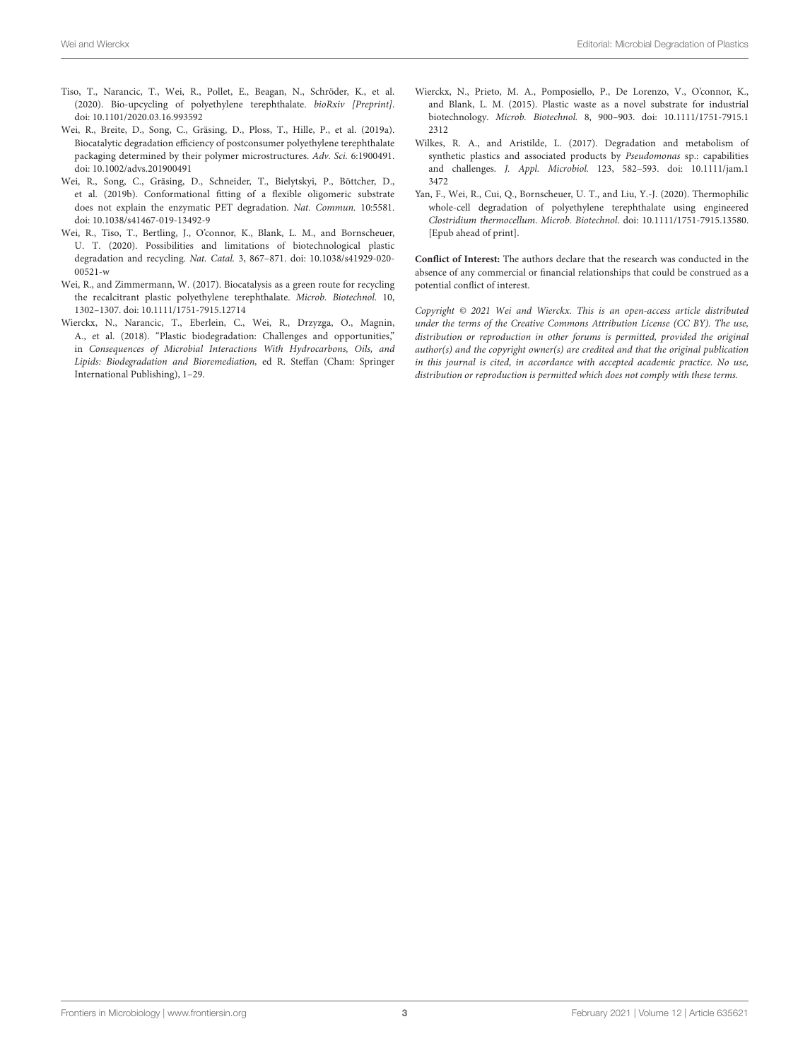Tiso, T., Narancic, T., Wei, R., Pollet, E., Beagan, N., Schröder, K., et al. (2020). Bio-upcycling of polyethylene terephthalate. *bioRxiv [Preprint]*. doi: 10.1101/2020.03.16.993592

Wei, R., Breite, D., Song, C., Gräsing, D., Ploss, T., Hille, P., et al. (2019a). Biocatalytic degradation efficiency of postconsumer polyethylene terephthalate packaging determined by their polymer microstructures. *Adv. Sci.* 6:1900491. doi: 10.1002/advs.201900491

Wei, R., Song, C., Gräsing, D., Schneider, T., Bielytskyi, P., Böttcher, D., et al. (2019b). Conformational fitting of a flexible oligomeric substrate does not explain the enzymatic PET degradation. *Nat. Commun.* 10:5581. doi: 10.1038/s41467-019-13492-9

Wei, R., Tiso, T., Bertling, J., O'connor, K., Blank, L. M., and Bornscheuer, U. T. (2020). Possibilities and limitations of biotechnological plastic degradation and recycling. *Nat. Catal.* 3, 867–871. doi: 10.1038/s41929-020-00521-w

Wei, R., and Zimmermann, W. (2017). Biocatalysis as a green route for recycling the recalcitrant plastic polyethylene terephthalate. *Microb. Biotechnol.* 10, 1302–1307. doi: 10.1111/1751-7915.12714

Wierckx, N., Narancic, T., Eberlein, C., Wei, R., Drzyzga, O., Magnin, A., et al. (2018). "Plastic biodegradation: Challenges and opportunities," in *Consequences of Microbial Interactions With Hydrocarbons, Oils, and Lipids: Biodegradation and Bioremediation,* ed R. Steffan (Cham: Springer International Publishing), 1–29.

Wierckx, N., Prieto, M. A., Pomposiello, P., De Lorenzo, V., O'connor, K., and Blank, L. M. (2015). Plastic waste as a novel substrate for industrial biotechnology. *Microb. Biotechnol.* 8, 900–903. doi: 10.1111/1751-7915.12312

Wilkes, R. A., and Aristilde, L. (2017). Degradation and metabolism of synthetic plastics and associated products by *Pseudomonas* sp.: capabilities and challenges. *J. Appl. Microbiol.* 123, 582–593. doi: 10.1111/jam.13472

Yan, F., Wei, R., Cui, Q., Bornscheuer, U. T., and Liu, Y.-J. (2020). Thermophilic whole-cell degradation of polyethylene terephthalate using engineered *Clostridium thermocellum*. *Microb. Biotechnol.* doi: 10.1111/1751-7915.13580. [Epub ahead of print].

**Conflict of Interest:** The authors declare that the research was conducted in the absence of any commercial or financial relationships that could be construed as a potential conflict of interest.

*Copyright © 2021 Wei and Wierckx. This is an open-access article distributed under the terms of the Creative Commons Attribution License (CC BY). The use, distribution or reproduction in other forums is permitted, provided the original author(s) and the copyright owner(s) are credited and that the original publication in this journal is cited, in accordance with accepted academic practice. No use, distribution or reproduction is permitted which does not comply with these terms.*